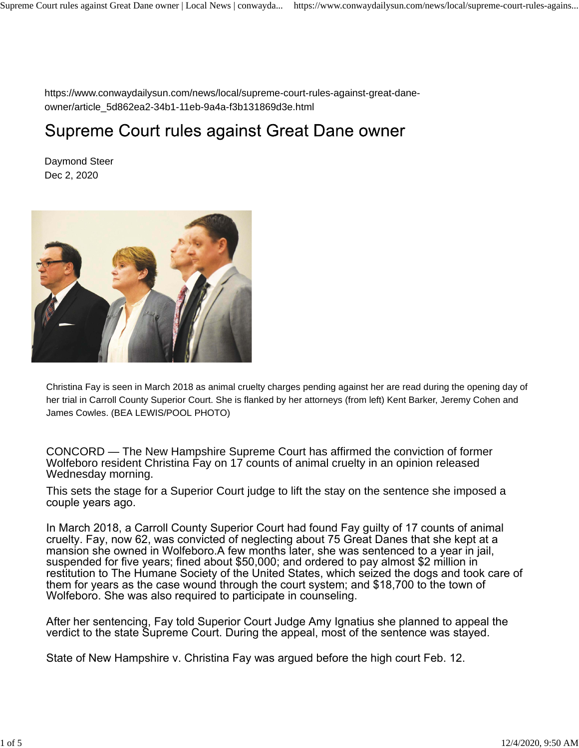https://www.conwaydailysun.com/news/local/supreme-court-rules-against-great-dane-owner/article_5d862ea2-34b1-11eb-9a4a-f3b131869d3e.html

# Supreme Court rules against Great Dane owner

Daymond Steer
Dec 2, 2020

Christina Fay is seen in March 2018 as animal cruelty charges pending against her are read during the opening day of her trial in Carroll County Superior Court. She is flanked by her attorneys (from left) Kent Barker, Jeremy Cohen and James Cowles. (BEA LEWIS/POOL PHOTO)

CONCORD — The New Hampshire Supreme Court has affirmed the conviction of former Wolfeboro resident Christina Fay on 17 counts of animal cruelty in an opinion released Wednesday morning.

This sets the stage for a Superior Court judge to lift the stay on the sentence she imposed a couple years ago.

In March 2018, a Carroll County Superior Court had found Fay guilty of 17 counts of animal cruelty. Fay, now 62, was convicted of neglecting about 75 Great Danes that she kept at a mansion she owned in Wolfeboro.A few months later, she was sentenced to a year in jail, suspended for five years; fined about $50,000; and ordered to pay almost $2 million in restitution to The Humane Society of the United States, which seized the dogs and took care of them for years as the case wound through the court system; and $18,700 to the town of Wolfeboro. She was also required to participate in counseling.

After her sentencing, Fay told Superior Court Judge Amy Ignatius she planned to appeal the verdict to the state Supreme Court. During the appeal, most of the sentence was stayed.

State of New Hampshire v. Christina Fay was argued before the high court Feb. 12.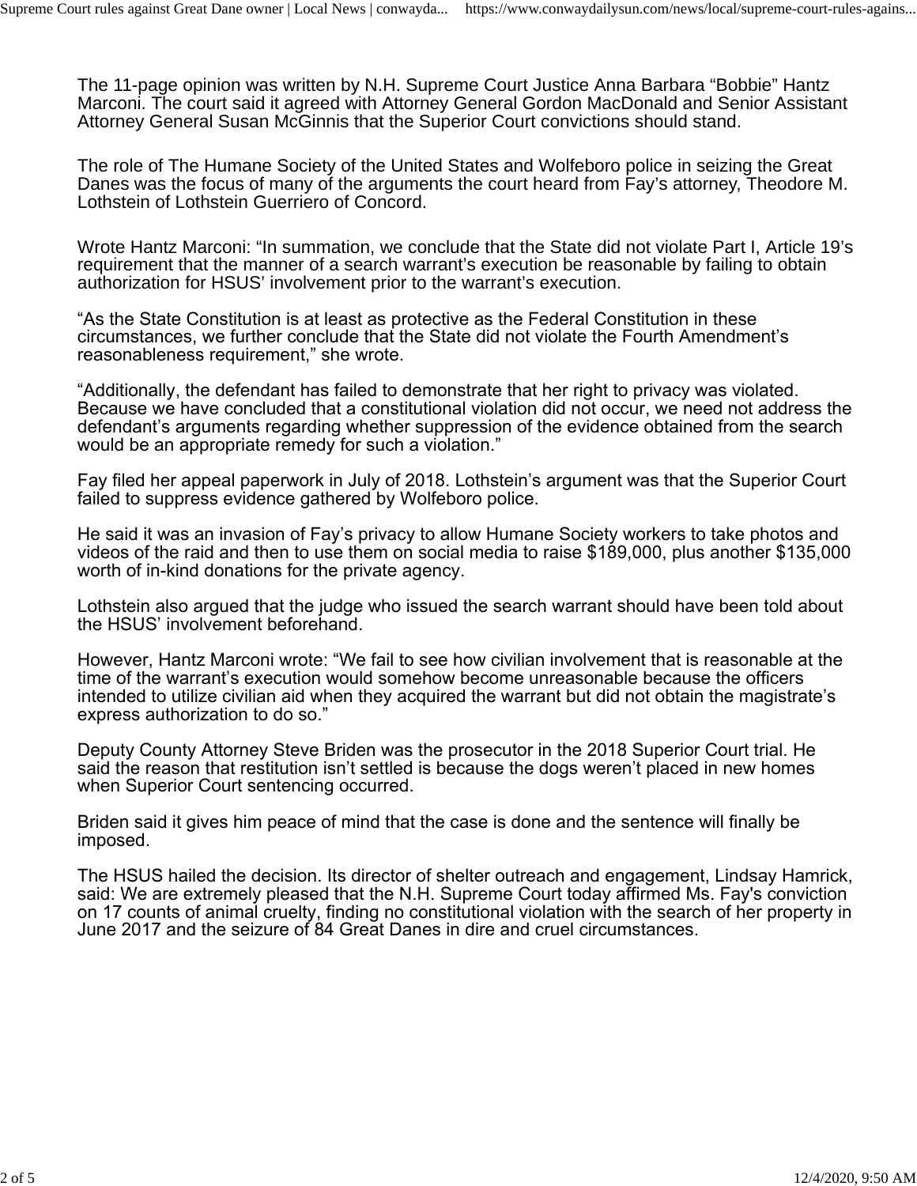The 11-page opinion was written by N.H. Supreme Court Justice Anna Barbara "Bobbie" Hantz Marconi. The court said it agreed with Attorney General Gordon MacDonald and Senior Assistant Attorney General Susan McGinnis that the Superior Court convictions should stand.

The role of The Humane Society of the United States and Wolfeboro police in seizing the Great Danes was the focus of many of the arguments the court heard from Fay's attorney, Theodore M. Lothstein of Lothstein Guerriero of Concord.

Wrote Hantz Marconi: "In summation, we conclude that the State did not violate Part I, Article 19's requirement that the manner of a search warrant's execution be reasonable by failing to obtain authorization for HSUS' involvement prior to the warrant's execution.

"As the State Constitution is at least as protective as the Federal Constitution in these circumstances, we further conclude that the State did not violate the Fourth Amendment's reasonableness requirement," she wrote.

"Additionally, the defendant has failed to demonstrate that her right to privacy was violated. Because we have concluded that a constitutional violation did not occur, we need not address the defendant's arguments regarding whether suppression of the evidence obtained from the search would be an appropriate remedy for such a violation."

Fay filed her appeal paperwork in July of 2018. Lothstein's argument was that the Superior Court failed to suppress evidence gathered by Wolfeboro police.

He said it was an invasion of Fay's privacy to allow Humane Society workers to take photos and videos of the raid and then to use them on social media to raise $189,000, plus another $135,000 worth of in-kind donations for the private agency.

Lothstein also argued that the judge who issued the search warrant should have been told about the HSUS' involvement beforehand.

However, Hantz Marconi wrote: "We fail to see how civilian involvement that is reasonable at the time of the warrant's execution would somehow become unreasonable because the officers intended to utilize civilian aid when they acquired the warrant but did not obtain the magistrate's express authorization to do so."

Deputy County Attorney Steve Briden was the prosecutor in the 2018 Superior Court trial. He said the reason that restitution isn't settled is because the dogs weren't placed in new homes when Superior Court sentencing occurred.

Briden said it gives him peace of mind that the case is done and the sentence will finally be imposed.

The HSUS hailed the decision. Its director of shelter outreach and engagement, Lindsay Hamrick, said: We are extremely pleased that the N.H. Supreme Court today affirmed Ms. Fay's conviction on 17 counts of animal cruelty, finding no constitutional violation with the search of her property in June 2017 and the seizure of 84 Great Danes in dire and cruel circumstances.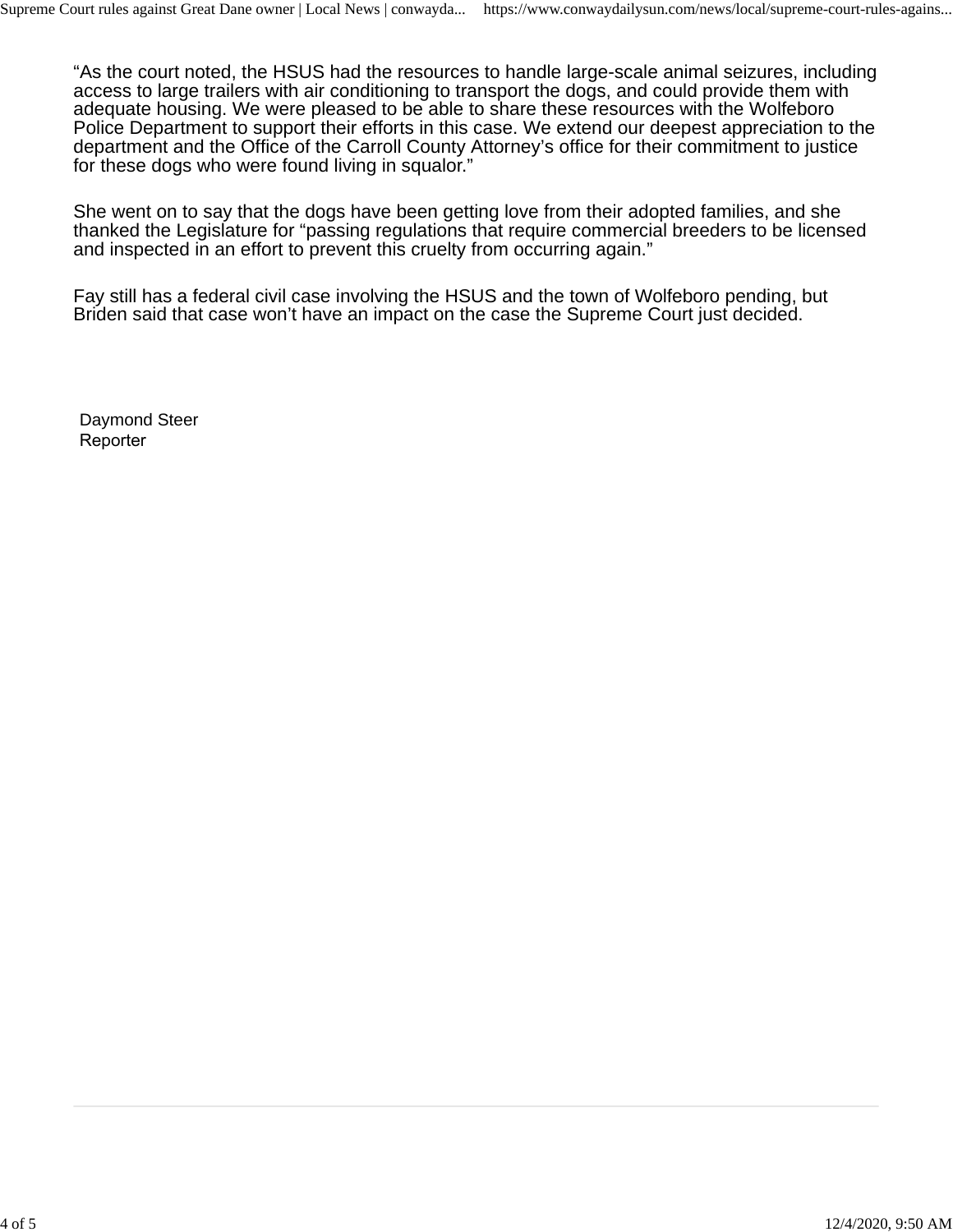"As the court noted, the HSUS had the resources to handle large-scale animal seizures, including access to large trailers with air conditioning to transport the dogs, and could provide them with adequate housing. We were pleased to be able to share these resources with the Wolfeboro Police Department to support their efforts in this case. We extend our deepest appreciation to the department and the Office of the Carroll County Attorney's office for their commitment to justice for these dogs who were found living in squalor."

She went on to say that the dogs have been getting love from their adopted families, and she thanked the Legislature for "passing regulations that require commercial breeders to be licensed and inspected in an effort to prevent this cruelty from occurring again."

Fay still has a federal civil case involving the HSUS and the town of Wolfeboro pending, but Briden said that case won't have an impact on the case the Supreme Court just decided.

Daymond Steer
Reporter